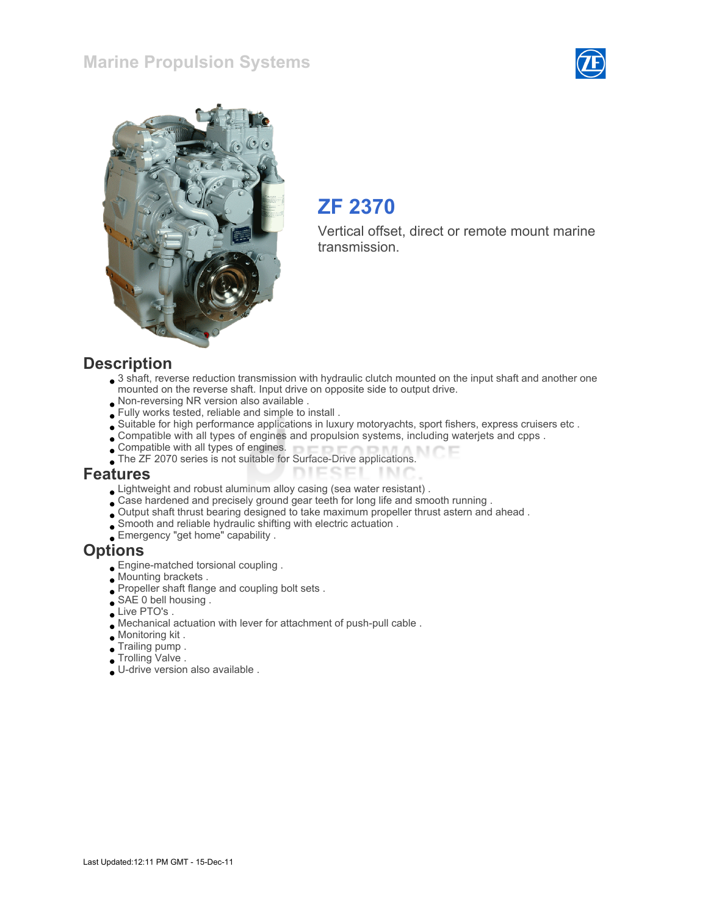# Marine Propulsion Systems

## ZF 2370

Vertical offset, direct or remote mount marine transmission.

## Description

- 3 shaft, reverse reduction transmission with hydraulic clutch mounted on the input shaft and another one mounted on the reverse shaft. Input drive on opposite side to output drive.
- Non-reversing NR version also available .
- Fully works tested, reliable and simple to install .
- Suitable for high performance applications in luxury motoryachts, sport fishers, express cruisers etc .
- Compatible with all types of engines and propulsion systems, including waterjets and cpps .
- Compatible with all types of engines.
- The ZF 2070 series is not suitable for Surface-Drive applications.

## Features

- Lightweight and robust aluminum alloy casing (sea water resistant) .
- Case hardened and precisely ground gear teeth for long life and smooth running .
- Output shaft thrust bearing designed to take maximum propeller thrust astern and ahead .
- Smooth and reliable hydraulic shifting with electric actuation .
- Emergency "get home" capability .

## Options

- Engine-matched torsional coupling .
- Mounting brackets .
- Propeller shaft flange and coupling bolt sets .
- SAE 0 bell housing .
- Live PTO's .
- Mechanical actuation with lever for attachment of push-pull cable .
- Monitoring kit .
- Trailing pump .
- Trolling Valve .
- U-drive version also available .

Last Updated:12:11 PM GMT - 15-Dec-11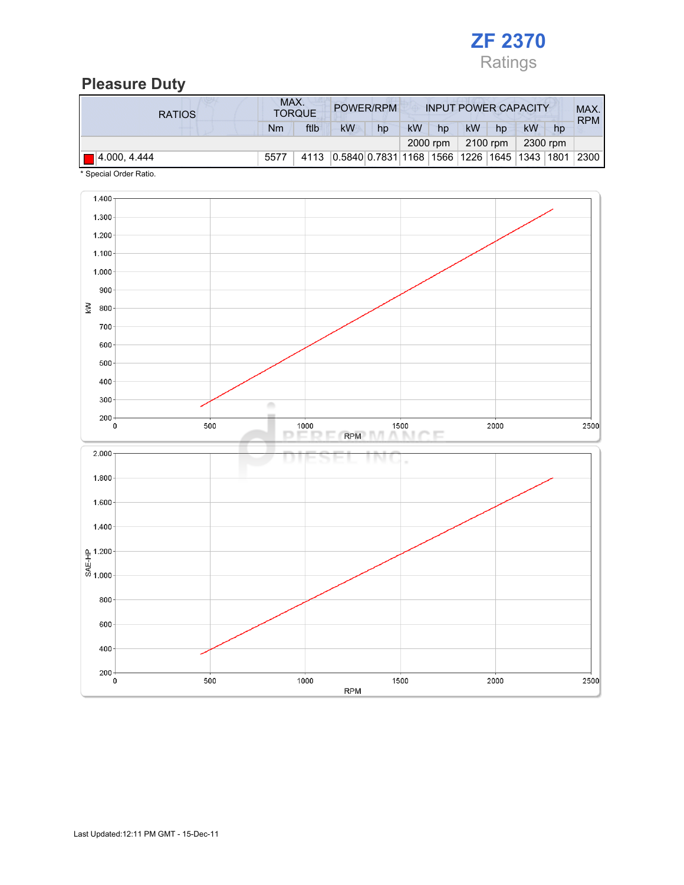# ZF 2370

Ratings

## Pleasure Duty

| RATIOS | MAX. TORQUE | | POWER/RPM | | INPUT POWER CAPACITY | | | | | | MAX. RPM |
|---|---|---|---|---|---|---|---|---|---|---|---|
| | Nm | ftlb | kW | hp | kW | hp | kW | hp | kW | hp | |
| | | | | | 2000 rpm | | 2100 rpm | | 2300 rpm | | |
| 4.000, 4.444 | 5577 | 4113 | 0.5840 | 0.7831 | 1168 | 1566 | 1226 | 1645 | 1343 | 1801 | 2300 |

* Special Order Ratio.

Last Updated:12:11 PM GMT - 15-Dec-11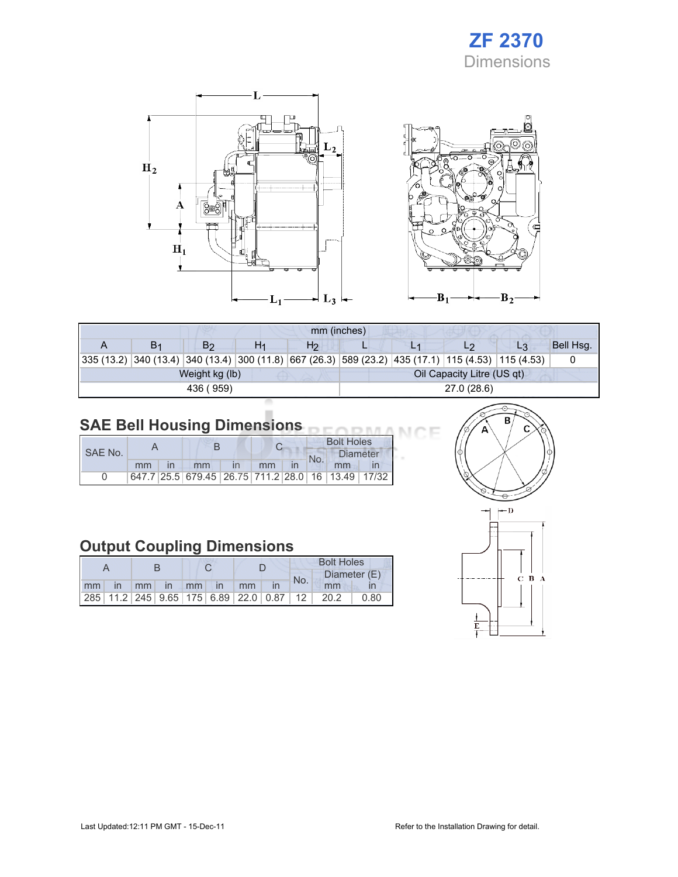# ZF 2370

## Dimensions

| mm (inches) | | | | | | | | | |
|---|---|---|---|---|---|---|---|---|---|
| A | $B_1$ | $B_2$ | $H_1$ | $H_2$ | L | $L_1$ | $L_2$ | $L_3$ | Bell Hsg. |
| 335 (13.2) | 340 (13.4) | 340 (13.4) | 300 (11.8) | 667 (26.3) | 589 (23.2) | 435 (17.1) | 115 (4.53) | 115 (4.53) | 0 |
| Weight kg (lb) | | | | | Oil Capacity Litre (US qt) | | | | |
| 436 ( 959) | | | | | 27.0 (28.6) | | | | |

## SAE Bell Housing Dimensions

| SAE No. | A | | B | | C | | Bolt Holes | | |
|---|---|---|---|---|---|---|---|---|---|
| | | | | | | | No. | Diameter | |
| | mm | in | mm | in | mm | in | | mm | in |
| 0 | 647.7 | 25.5 | 679.45 | 26.75 | 711.2 | 28.0 | 16 | 13.49 | 17/32 |

## Output Coupling Dimensions

| A | | B | | C | | D | | Bolt Holes | | |
|---|---|---|---|---|---|---|---|---|---|---|
| | | | | | | | | No. | Diameter (E) | |
| mm | in | mm | in | mm | in | mm | in | | mm | in |
| 285 | 11.2 | 245 | 9.65 | 175 | 6.89 | 22.0 | 0.87 | 12 | 20.2 | 0.80 |

Last Updated:12:11 PM GMT - 15-Dec-11

Refer to the Installation Drawing for detail.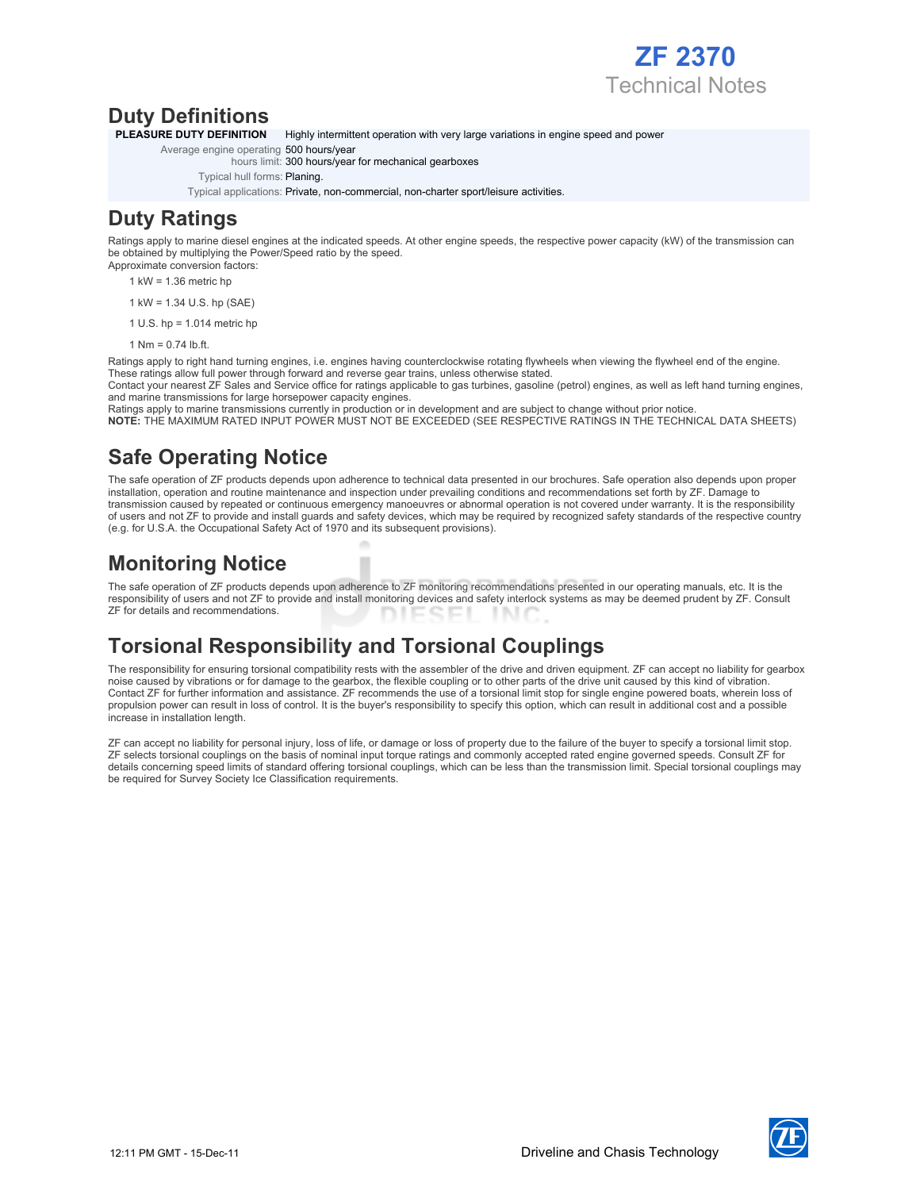# ZF 2370

## Technical Notes

## Duty Definitions

| | |
|---|---|
| **PLEASURE DUTY DEFINITION** | Highly intermittent operation with very large variations in engine speed and power |
| Average engine operating hours limit: | 500 hours/year<br>300 hours/year for mechanical gearboxes |
| Typical hull forms: | Planing. |
| Typical applications: | Private, non-commercial, non-charter sport/leisure activities. |

## Duty Ratings

Ratings apply to marine diesel engines at the indicated speeds. At other engine speeds, the respective power capacity (kW) of the transmission can be obtained by multiplying the Power/Speed ratio by the speed.
Approximate conversion factors:

- 1 kW = 1.36 metric hp
- 1 kW = 1.34 U.S. hp (SAE)
- 1 U.S. hp = 1.014 metric hp
- 1 Nm = 0.74 lb.ft.

Ratings apply to right hand turning engines, i.e. engines having counterclockwise rotating flywheels when viewing the flywheel end of the engine. These ratings allow full power through forward and reverse gear trains, unless otherwise stated.
Contact your nearest ZF Sales and Service office for ratings applicable to gas turbines, gasoline (petrol) engines, as well as left hand turning engines, and marine transmissions for large horsepower capacity engines.
Ratings apply to marine transmissions currently in production or in development and are subject to change without prior notice.
**NOTE:** THE MAXIMUM RATED INPUT POWER MUST NOT BE EXCEEDED (SEE RESPECTIVE RATINGS IN THE TECHNICAL DATA SHEETS)

## Safe Operating Notice

The safe operation of ZF products depends upon adherence to technical data presented in our brochures. Safe operation also depends upon proper installation, operation and routine maintenance and inspection under prevailing conditions and recommendations set forth by ZF. Damage to transmission caused by repeated or continuous emergency manoeuvres or abnormal operation is not covered under warranty. It is the responsibility of users and not ZF to provide and install guards and safety devices, which may be required by recognized safety standards of the respective country (e.g. for U.S.A. the Occupational Safety Act of 1970 and its subsequent provisions).

## Monitoring Notice

The safe operation of ZF products depends upon adherence to ZF monitoring recommendations presented in our operating manuals, etc. It is the responsibility of users and not ZF to provide and install monitoring devices and safety interlock systems as may be deemed prudent by ZF. Consult ZF for details and recommendations.

## Torsional Responsibility and Torsional Couplings

The responsibility for ensuring torsional compatibility rests with the assembler of the drive and driven equipment. ZF can accept no liability for gearbox noise caused by vibrations or for damage to the gearbox, the flexible coupling or to other parts of the drive unit caused by this kind of vibration. Contact ZF for further information and assistance. ZF recommends the use of a torsional limit stop for single engine powered boats, wherein loss of propulsion power can result in loss of control. It is the buyer's responsibility to specify this option, which can result in additional cost and a possible increase in installation length.

ZF can accept no liability for personal injury, loss of life, or damage or loss of property due to the failure of the buyer to specify a torsional limit stop. ZF selects torsional couplings on the basis of nominal input torque ratings and commonly accepted rated engine governed speeds. Consult ZF for details concerning speed limits of standard offering torsional couplings, which can be less than the transmission limit. Special torsional couplings may be required for Survey Society Ice Classification requirements.

12:11 PM GMT - 15-Dec-11

Driveline and Chasis Technology